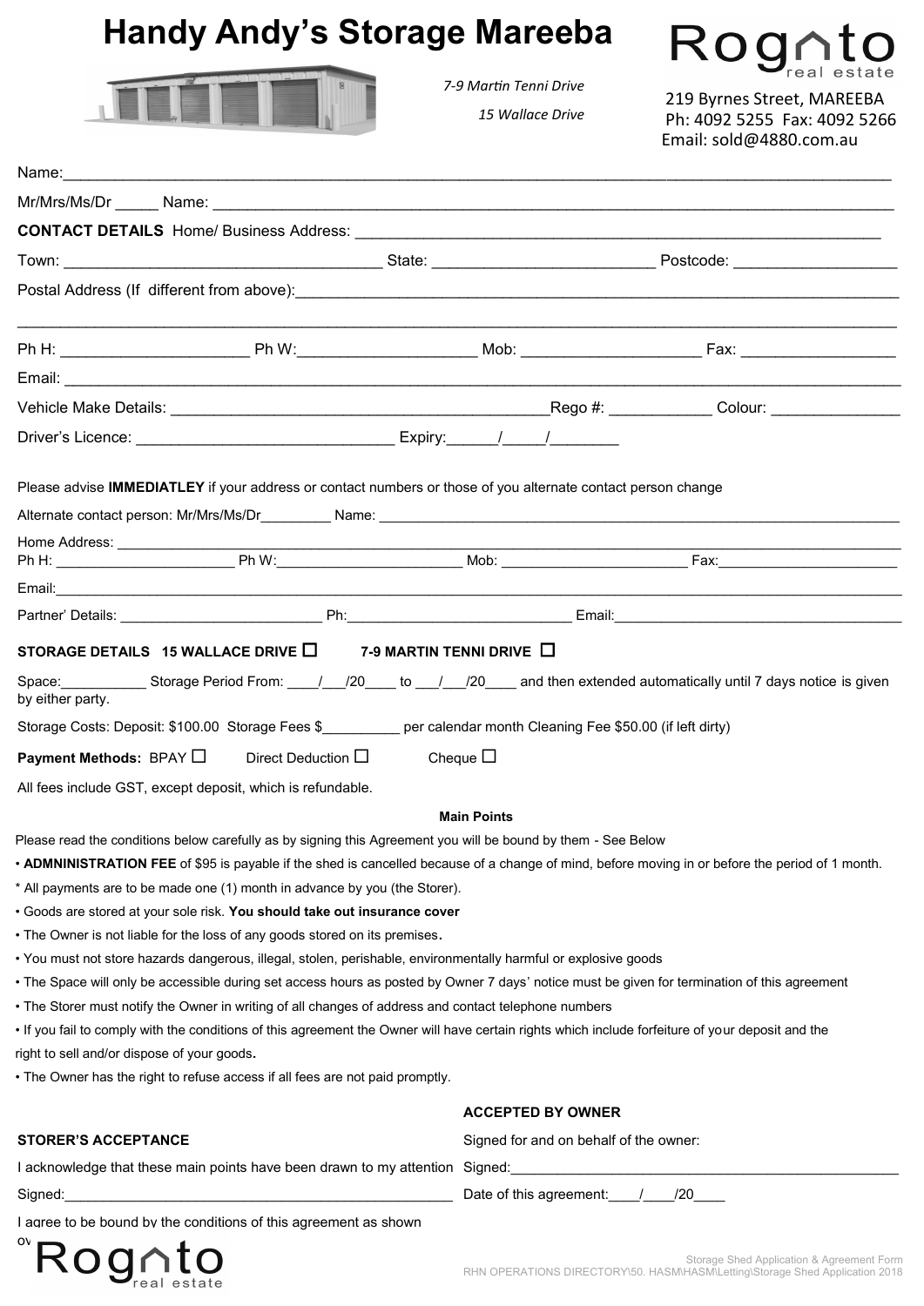# Handy Andy's Storage Mareeba

*7-9 Martin Tenni Drive*

*15 Wallace Drive*

Rogato real estate
219 Byrnes Street, MAREEBA
Ph: 4092 5255 Fax: 4092 5266
Email: sold@4880.com.au

Name:___________________________________________________________________________

Mr/Mrs/Ms/Dr _____ Name: ______________________________________________________________

**CONTACT DETAILS** Home/ Business Address: _____________________________________________

Town: ______________________________ State: _____________________ Postcode: _______________

Postal Address (If different from above):________________________________________________

_____________________________________________________________________________________

Ph H: ____________________ Ph W:__________________ Mob: ___________________ Fax: _______________

Email: _______________________________________________________________________________

Vehicle Make Details: _____________________________________Rego #: ___________ Colour: ____________

Driver's Licence: ___________________________ Expiry:_____/_____/_______

Please advise **IMMEDIATLEY** if your address or contact numbers or those of you alternate contact person change

Alternate contact person: Mr/Mrs/Ms/Dr_________ Name: ________________________________________

Home Address: ________________________________________________________________________

Ph H: ____________________ Ph W:____________________ Mob: ____________________ Fax:____________________

Email:________________________________________________________________________________

Partner' Details: ______________________ Ph:________________________ Email:______________________________

**STORAGE DETAILS 15 WALLACE DRIVE ☐ 7-9 MARTIN TENNI DRIVE ☐**

Space:__________ Storage Period From: ____/___/20____ to ___/___/20____ and then extended automatically until 7 days notice is given by either party.

Storage Costs: Deposit: $100.00 Storage Fees $_________ per calendar month Cleaning Fee $50.00 (if left dirty)

**Payment Methods:** BPAY ☐ Direct Deduction ☐ Cheque ☐

All fees include GST, except deposit, which is refundable.

**Main Points**

Please read the conditions below carefully as by signing this Agreement you will be bound by them - See Below

- **ADMNINISTRATION FEE** of $95 is payable if the shed is cancelled because of a change of mind, before moving in or before the period of 1 month.

* All payments are to be made one (1) month in advance by you (the Storer).

- Goods are stored at your sole risk. **You should take out insurance cover**
- The Owner is not liable for the loss of any goods stored on its premises.
- You must not store hazards dangerous, illegal, stolen, perishable, environmentally harmful or explosive goods
- The Space will only be accessible during set access hours as posted by Owner 7 days' notice must be given for termination of this agreement
- The Storer must notify the Owner in writing of all changes of address and contact telephone numbers
- If you fail to comply with the conditions of this agreement the Owner will have certain rights which include forfeiture of your deposit and the right to sell and/or dispose of your goods.
- The Owner has the right to refuse access if all fees are not paid promptly.

**STORER'S ACCEPTANCE**

I acknowledge that these main points have been drawn to my attention

Signed:_____________________________________________

I agree to be bound by the conditions of this agreement as shown ov

**ACCEPTED BY OWNER**

Signed for and on behalf of the owner:

Signed:_____________________________________________

Date of this agreement:____/____/20____

Rogato real estate

Storage Shed Application & Agreement Form
RHN OPERATIONS DIRECTORY\50. HASM\HASM\Letting\Storage Shed Application 2018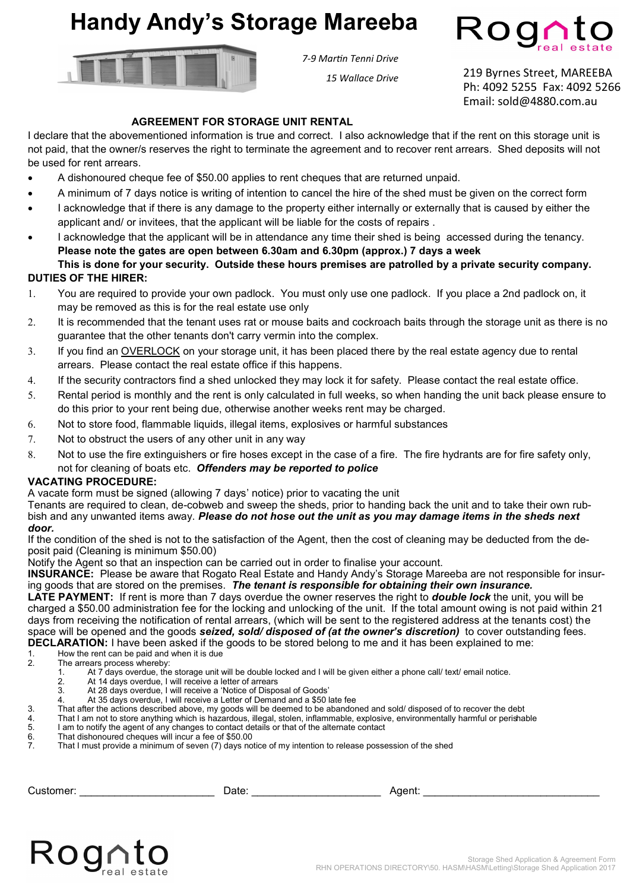# Handy Andy's Storage Mareeba

*7-9 Martin Tenni Drive*

*15 Wallace Drive*

Rogato real estate

219 Byrnes Street, MAREEBA
Ph: 4092 5255 Fax: 4092 5266
Email: sold@4880.com.au

## AGREEMENT FOR STORAGE UNIT RENTAL

I declare that the abovementioned information is true and correct. I also acknowledge that if the rent on this storage unit is not paid, that the owner/s reserves the right to terminate the agreement and to recover rent arrears. Shed deposits will not be used for rent arrears.

- A dishonoured cheque fee of $50.00 applies to rent cheques that are returned unpaid.
- A minimum of 7 days notice is writing of intention to cancel the hire of the shed must be given on the correct form
- I acknowledge that if there is any damage to the property either internally or externally that is caused by either the applicant and/ or invitees, that the applicant will be liable for the costs of repairs .
- I acknowledge that the applicant will be in attendance any time their shed is being accessed during the tenancy.
  **Please note the gates are open between 6.30am and 6.30pm (approx.) 7 days a week**
  **This is done for your security. Outside these hours premises are patrolled by a private security company.**

**DUTIES OF THE HIRER:**

1. You are required to provide your own padlock. You must only use one padlock. If you place a 2nd padlock on, it may be removed as this is for the real estate use only
2. It is recommended that the tenant uses rat or mouse baits and cockroach baits through the storage unit as there is no guarantee that the other tenants don't carry vermin into the complex.
3. If you find an OVERLOCK on your storage unit, it has been placed there by the real estate agency due to rental arrears. Please contact the real estate office if this happens.
4. If the security contractors find a shed unlocked they may lock it for safety. Please contact the real estate office.
5. Rental period is monthly and the rent is only calculated in full weeks, so when handing the unit back please ensure to do this prior to your rent being due, otherwise another weeks rent may be charged.
6. Not to store food, flammable liquids, illegal items, explosives or harmful substances
7. Not to obstruct the users of any other unit in any way
8. Not to use the fire extinguishers or fire hoses except in the case of a fire. The fire hydrants are for fire safety only, not for cleaning of boats etc. ***Offenders may be reported to police***

**VACATING PROCEDURE:**

A vacate form must be signed (allowing 7 days' notice) prior to vacating the unit

Tenants are required to clean, de-cobweb and sweep the sheds, prior to handing back the unit and to take their own rubbish and any unwanted items away. ***Please do not hose out the unit as you may damage items in the sheds next door.***

If the condition of the shed is not to the satisfaction of the Agent, then the cost of cleaning may be deducted from the deposit paid (Cleaning is minimum $50.00)

Notify the Agent so that an inspection can be carried out in order to finalise your account.

**INSURANCE:** Please be aware that Rogato Real Estate and Handy Andy's Storage Mareeba are not responsible for insuring goods that are stored on the premises. ***The tenant is responsible for obtaining their own insurance.***

**LATE PAYMENT:** If rent is more than 7 days overdue the owner reserves the right to ***double lock*** the unit, you will be charged a $50.00 administration fee for the locking and unlocking of the unit. If the total amount owing is not paid within 21 days from receiving the notification of rental arrears, (which will be sent to the registered address at the tenants cost) the space will be opened and the goods ***seized, sold/ disposed of (at the owner's discretion)*** to cover outstanding fees.

**DECLARATION:** I have been asked if the goods to be stored belong to me and it has been explained to me:

1. How the rent can be paid and when it is due
2. The arrears process whereby:
   1. At 7 days overdue, the storage unit will be double locked and I will be given either a phone call/ text/ email notice.
   2. At 14 days overdue, I will receive a letter of arrears
   3. At 28 days overdue, I will receive a 'Notice of Disposal of Goods'
   4. At 35 days overdue, I will receive a Letter of Demand and a $50 late fee
3. That after the actions described above, my goods will be deemed to be abandoned and sold/ disposed of to recover the debt
4. That I am not to store anything which is hazardous, illegal, stolen, inflammable, explosive, environmentally harmful or perishable
5. I am to notify the agent of any changes to contact details or that of the alternate contact
6. That dishonoured cheques will incur a fee of $50.00
7. That I must provide a minimum of seven (7) days notice of my intention to release possession of the shed

Customer: ______________________ Date: _____________________ Agent: ______________________________

Rogato real estate

Storage Shed Application & Agreement Form
RHN OPERATIONS DIRECTORY\50. HASM\HASM\Letting\Storage Shed Application 2017